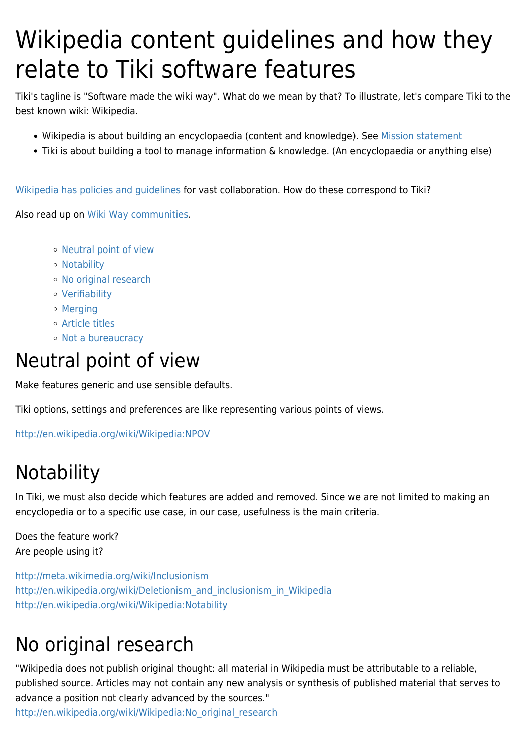# Wikipedia content guidelines and how they relate to Tiki software features

Tiki's tagline is "Software made the wiki way". What do we mean by that? To illustrate, let's compare Tiki to the best known wiki: Wikipedia.

- Wikipedia is about building an encyclopaedia (content and knowledge). See Mission statement
- Tiki is about building a tool to manage information & knowledge. (An encyclopaedia or anything else)

Wikipedia has policies and guidelines for vast collaboration. How do these correspond to Tiki?

Also read up on Wiki Way communities.

- Neutral point of view
- Notability
- No original research
- Verifiability
- Merging
- Article titles
- Not a bureaucracy

## Neutral point of view

Make features generic and use sensible defaults.

Tiki options, settings and preferences are like representing various points of views.

http://en.wikipedia.org/wiki/Wikipedia:NPOV

## Notability

In Tiki, we must also decide which features are added and removed. Since we are not limited to making an encyclopedia or to a specific use case, in our case, usefulness is the main criteria.

Does the feature work?
Are people using it?

http://meta.wikimedia.org/wiki/Inclusionism
http://en.wikipedia.org/wiki/Deletionism_and_inclusionism_in_Wikipedia
http://en.wikipedia.org/wiki/Wikipedia:Notability

## No original research

"Wikipedia does not publish original thought: all material in Wikipedia must be attributable to a reliable, published source. Articles may not contain any new analysis or synthesis of published material that serves to advance a position not clearly advanced by the sources."
http://en.wikipedia.org/wiki/Wikipedia:No_original_research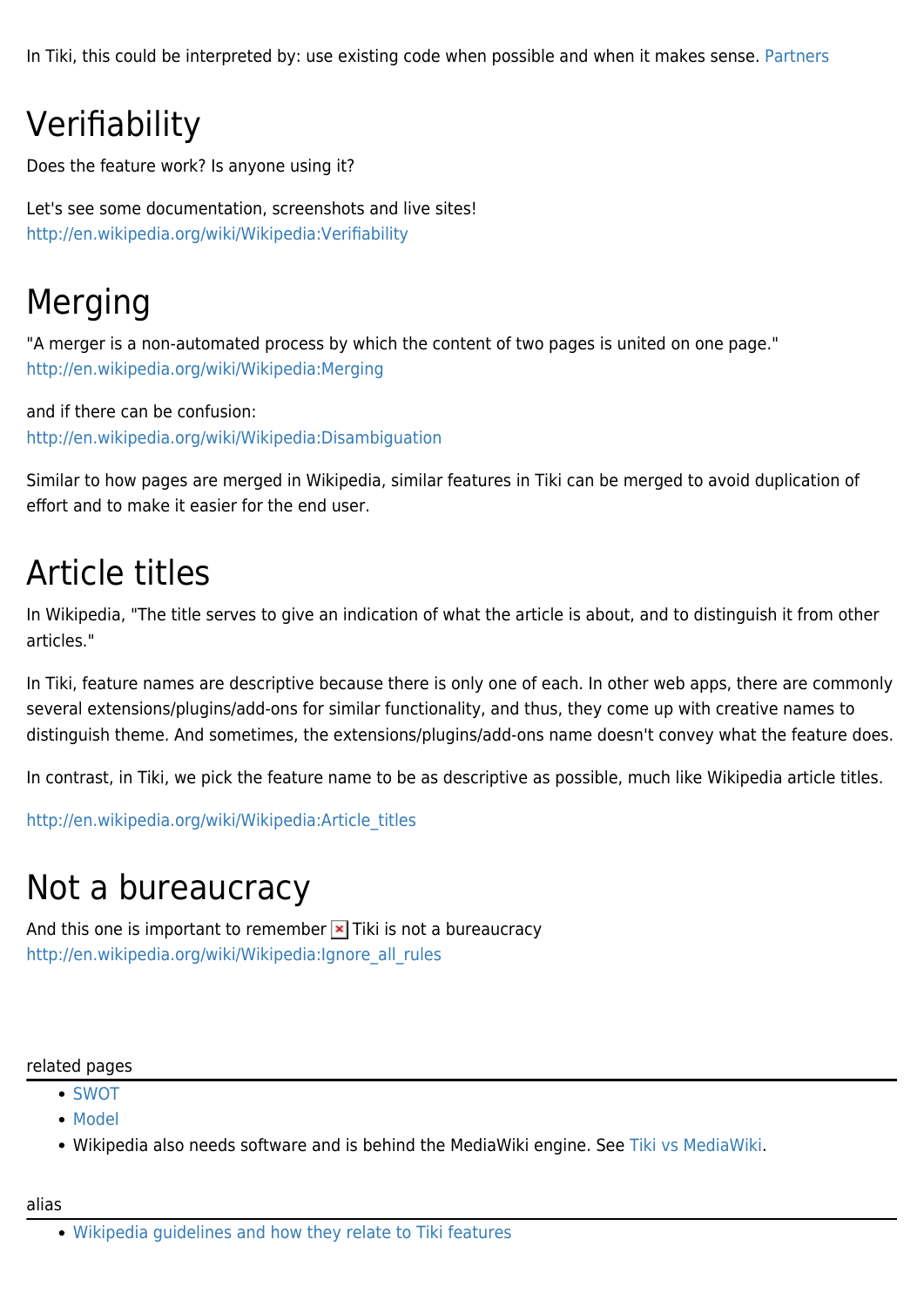In Tiki, this could be interpreted by: use existing code when possible and when it makes sense. Partners

# Verifiability

Does the feature work? Is anyone using it?

Let's see some documentation, screenshots and live sites!
http://en.wikipedia.org/wiki/Wikipedia:Verifiability

# Merging

"A merger is a non-automated process by which the content of two pages is united on one page."
http://en.wikipedia.org/wiki/Wikipedia:Merging

and if there can be confusion:
http://en.wikipedia.org/wiki/Wikipedia:Disambiguation

Similar to how pages are merged in Wikipedia, similar features in Tiki can be merged to avoid duplication of effort and to make it easier for the end user.

# Article titles

In Wikipedia, "The title serves to give an indication of what the article is about, and to distinguish it from other articles."

In Tiki, feature names are descriptive because there is only one of each. In other web apps, there are commonly several extensions/plugins/add-ons for similar functionality, and thus, they come up with creative names to distinguish theme. And sometimes, the extensions/plugins/add-ons name doesn't convey what the feature does.

In contrast, in Tiki, we pick the feature name to be as descriptive as possible, much like Wikipedia article titles.

http://en.wikipedia.org/wiki/Wikipedia:Article_titles

# Not a bureaucracy

And this one is important to remember Tiki is not a bureaucracy
http://en.wikipedia.org/wiki/Wikipedia:Ignore_all_rules

related pages

- SWOT
- Model
- Wikipedia also needs software and is behind the MediaWiki engine. See Tiki vs MediaWiki.

alias

- Wikipedia guidelines and how they relate to Tiki features